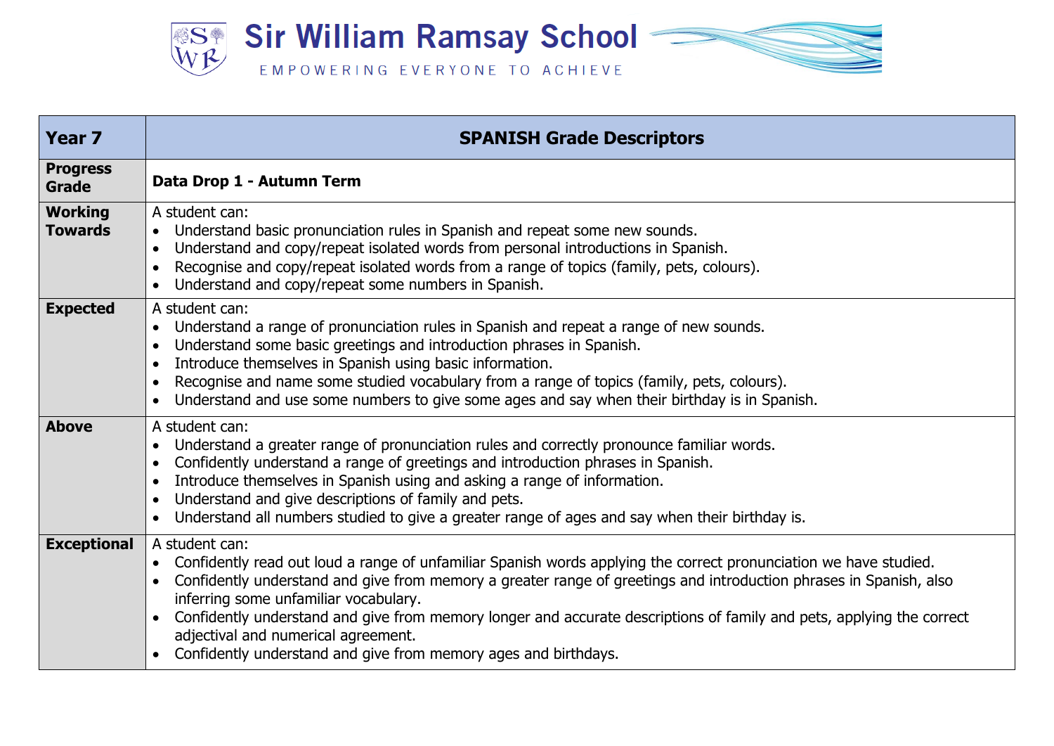# Sir William Ramsay School

EMPOWERING EVERYONE TO ACHIEVE

| Year 7 | SPANISH Grade Descriptors |
|---|---|
| **Progress Grade** | **Data Drop 1 - Autumn Term** |
| **Working Towards** | A student can:<br>• Understand basic pronunciation rules in Spanish and repeat some new sounds.<br>• Understand and copy/repeat isolated words from personal introductions in Spanish.<br>• Recognise and copy/repeat isolated words from a range of topics (family, pets, colours).<br>• Understand and copy/repeat some numbers in Spanish. |
| **Expected** | A student can:<br>• Understand a range of pronunciation rules in Spanish and repeat a range of new sounds.<br>• Understand some basic greetings and introduction phrases in Spanish.<br>• Introduce themselves in Spanish using basic information.<br>• Recognise and name some studied vocabulary from a range of topics (family, pets, colours).<br>• Understand and use some numbers to give some ages and say when their birthday is in Spanish. |
| **Above** | A student can:<br>• Understand a greater range of pronunciation rules and correctly pronounce familiar words.<br>• Confidently understand a range of greetings and introduction phrases in Spanish.<br>• Introduce themselves in Spanish using and asking a range of information.<br>• Understand and give descriptions of family and pets.<br>• Understand all numbers studied to give a greater range of ages and say when their birthday is. |
| **Exceptional** | A student can:<br>• Confidently read out loud a range of unfamiliar Spanish words applying the correct pronunciation we have studied.<br>• Confidently understand and give from memory a greater range of greetings and introduction phrases in Spanish, also inferring some unfamiliar vocabulary.<br>• Confidently understand and give from memory longer and accurate descriptions of family and pets, applying the correct adjectival and numerical agreement.<br>• Confidently understand and give from memory ages and birthdays. |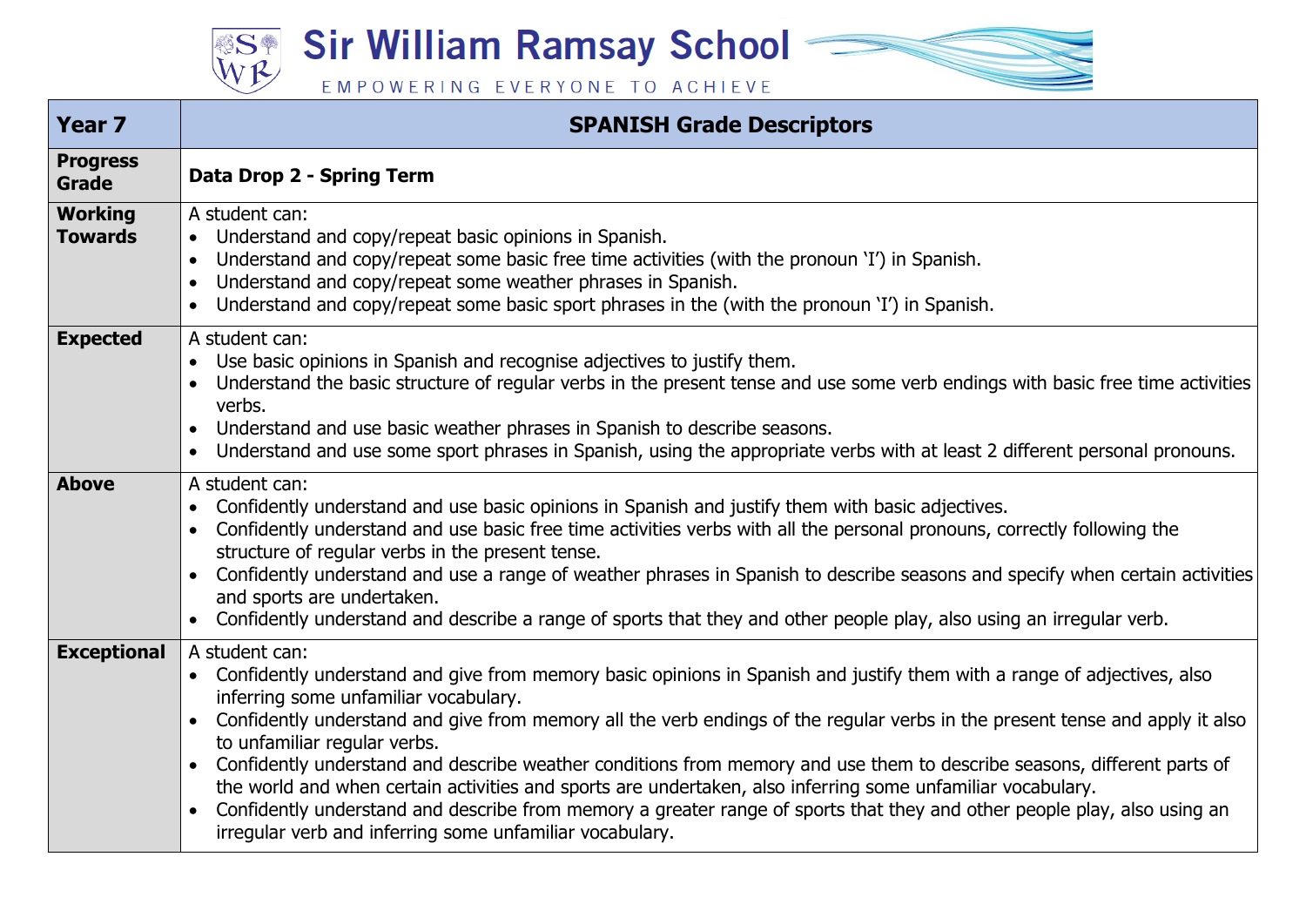# Sir William Ramsay School

EMPOWERING EVERYONE TO ACHIEVE

| **Year 7** | **SPANISH Grade Descriptors** |
|---|---|
| **Progress Grade** | **Data Drop 2 - Spring Term** |
| **Working Towards** | A student can:<br>• Understand and copy/repeat basic opinions in Spanish.<br>• Understand and copy/repeat some basic free time activities (with the pronoun 'I') in Spanish.<br>• Understand and copy/repeat some weather phrases in Spanish.<br>• Understand and copy/repeat some basic sport phrases in the (with the pronoun 'I') in Spanish. |
| **Expected** | A student can:<br>• Use basic opinions in Spanish and recognise adjectives to justify them.<br>• Understand the basic structure of regular verbs in the present tense and use some verb endings with basic free time activities verbs.<br>• Understand and use basic weather phrases in Spanish to describe seasons.<br>• Understand and use some sport phrases in Spanish, using the appropriate verbs with at least 2 different personal pronouns. |
| **Above** | A student can:<br>• Confidently understand and use basic opinions in Spanish and justify them with basic adjectives.<br>• Confidently understand and use basic free time activities verbs with all the personal pronouns, correctly following the structure of regular verbs in the present tense.<br>• Confidently understand and use a range of weather phrases in Spanish to describe seasons and specify when certain activities and sports are undertaken.<br>• Confidently understand and describe a range of sports that they and other people play, also using an irregular verb. |
| **Exceptional** | A student can:<br>• Confidently understand and give from memory basic opinions in Spanish and justify them with a range of adjectives, also inferring some unfamiliar vocabulary.<br>• Confidently understand and give from memory all the verb endings of the regular verbs in the present tense and apply it also to unfamiliar regular verbs.<br>• Confidently understand and describe weather conditions from memory and use them to describe seasons, different parts of the world and when certain activities and sports are undertaken, also inferring some unfamiliar vocabulary.<br>• Confidently understand and describe from memory a greater range of sports that they and other people play, also using an irregular verb and inferring some unfamiliar vocabulary. |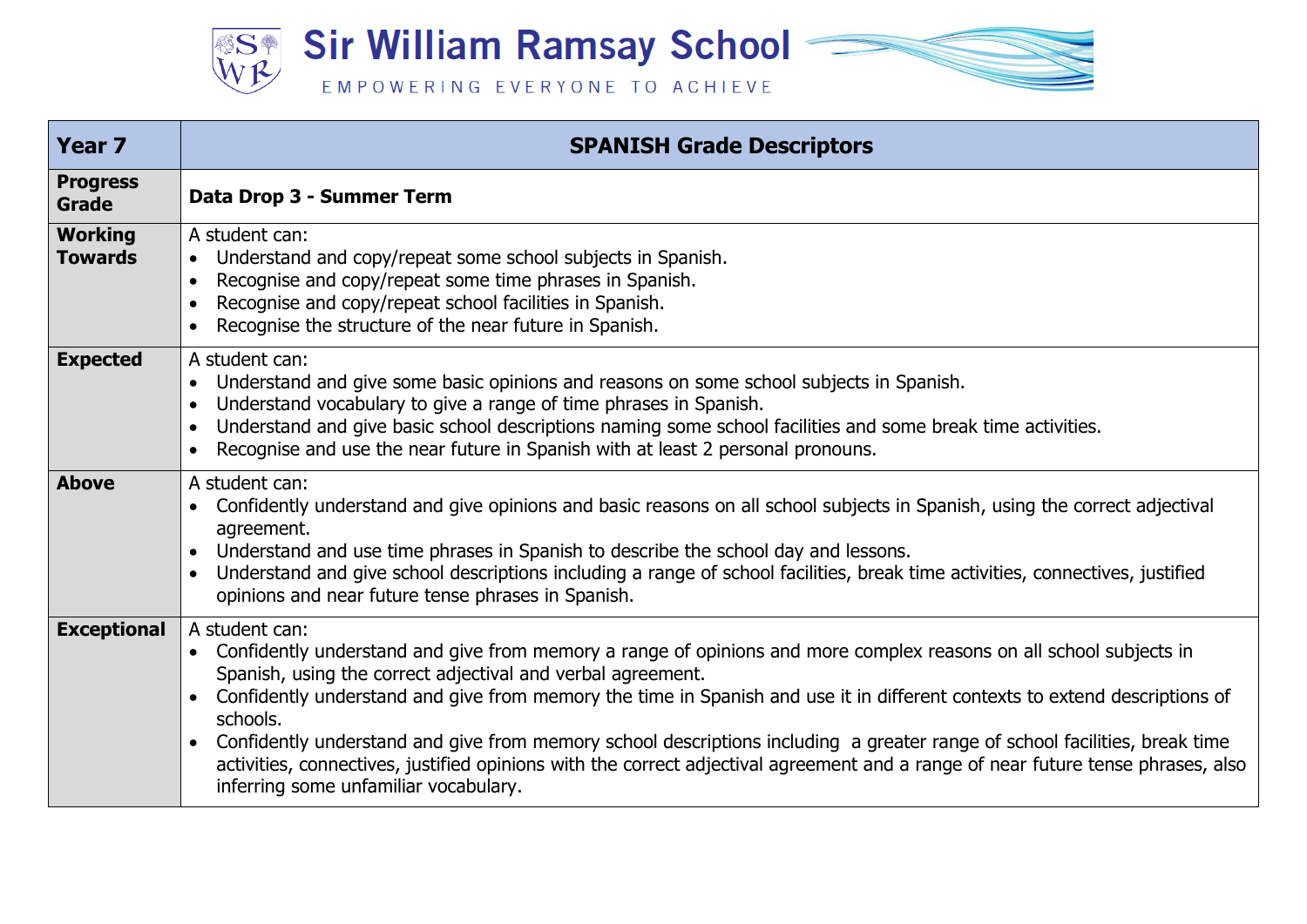# Sir William Ramsay School

EMPOWERING EVERYONE TO ACHIEVE

| **Year 7** | **SPANISH Grade Descriptors** |
|---|---|
| **Progress Grade** | **Data Drop 3 - Summer Term** |
| **Working Towards** | A student can:<br>• Understand and copy/repeat some school subjects in Spanish.<br>• Recognise and copy/repeat some time phrases in Spanish.<br>• Recognise and copy/repeat school facilities in Spanish.<br>• Recognise the structure of the near future in Spanish. |
| **Expected** | A student can:<br>• Understand and give some basic opinions and reasons on some school subjects in Spanish.<br>• Understand vocabulary to give a range of time phrases in Spanish.<br>• Understand and give basic school descriptions naming some school facilities and some break time activities.<br>• Recognise and use the near future in Spanish with at least 2 personal pronouns. |
| **Above** | A student can:<br>• Confidently understand and give opinions and basic reasons on all school subjects in Spanish, using the correct adjectival agreement.<br>• Understand and use time phrases in Spanish to describe the school day and lessons.<br>• Understand and give school descriptions including a range of school facilities, break time activities, connectives, justified opinions and near future tense phrases in Spanish. |
| **Exceptional** | A student can:<br>• Confidently understand and give from memory a range of opinions and more complex reasons on all school subjects in Spanish, using the correct adjectival and verbal agreement.<br>• Confidently understand and give from memory the time in Spanish and use it in different contexts to extend descriptions of schools.<br>• Confidently understand and give from memory school descriptions including a greater range of school facilities, break time activities, connectives, justified opinions with the correct adjectival agreement and a range of near future tense phrases, also inferring some unfamiliar vocabulary. |